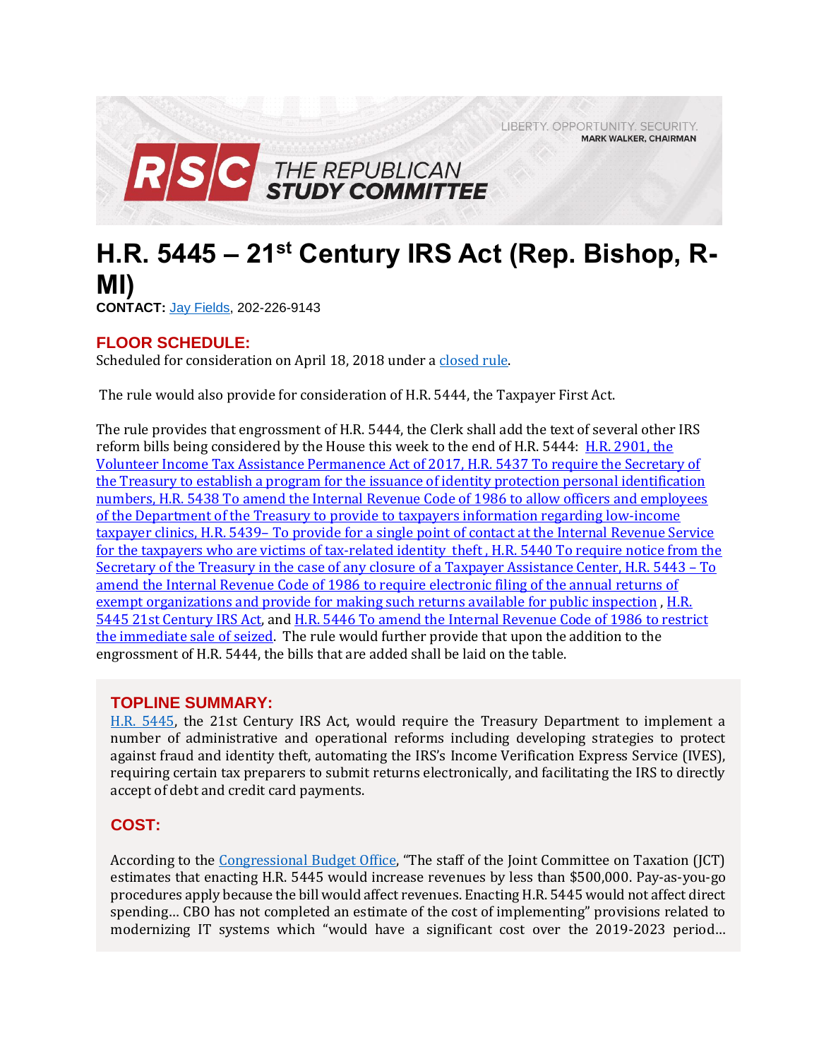LIBERTY. OPPORTUNITY. SECURITY.
MARK WALKER, CHAIRMAN

RSC THE REPUBLICAN STUDY COMMITTEE

# H.R. 5445 – 21st Century IRS Act (Rep. Bishop, R-MI)

**CONTACT:** Jay Fields, 202-226-9143

## FLOOR SCHEDULE:

Scheduled for consideration on April 18, 2018 under a closed rule.

The rule would also provide for consideration of H.R. 5444, the Taxpayer First Act.

The rule provides that engrossment of H.R. 5444, the Clerk shall add the text of several other IRS reform bills being considered by the House this week to the end of H.R. 5444: H.R. 2901, the Volunteer Income Tax Assistance Permanence Act of 2017, H.R. 5437 To require the Secretary of the Treasury to establish a program for the issuance of identity protection personal identification numbers, H.R. 5438 To amend the Internal Revenue Code of 1986 to allow officers and employees of the Department of the Treasury to provide to taxpayers information regarding low-income taxpayer clinics, H.R. 5439– To provide for a single point of contact at the Internal Revenue Service for the taxpayers who are victims of tax-related identity theft , H.R. 5440 To require notice from the Secretary of the Treasury in the case of any closure of a Taxpayer Assistance Center, H.R. 5443 – To amend the Internal Revenue Code of 1986 to require electronic filing of the annual returns of exempt organizations and provide for making such returns available for public inspection , H.R. 5445 21st Century IRS Act, and H.R. 5446 To amend the Internal Revenue Code of 1986 to restrict the immediate sale of seized. The rule would further provide that upon the addition to the engrossment of H.R. 5444, the bills that are added shall be laid on the table.

## TOPLINE SUMMARY:

H.R. 5445, the 21st Century IRS Act, would require the Treasury Department to implement a number of administrative and operational reforms including developing strategies to protect against fraud and identity theft, automating the IRS's Income Verification Express Service (IVES), requiring certain tax preparers to submit returns electronically, and facilitating the IRS to directly accept of debt and credit card payments.

## COST:

According to the Congressional Budget Office, "The staff of the Joint Committee on Taxation (JCT) estimates that enacting H.R. 5445 would increase revenues by less than $500,000. Pay-as-you-go procedures apply because the bill would affect revenues. Enacting H.R. 5445 would not affect direct spending… CBO has not completed an estimate of the cost of implementing" provisions related to modernizing IT systems which "would have a significant cost over the 2019-2023 period…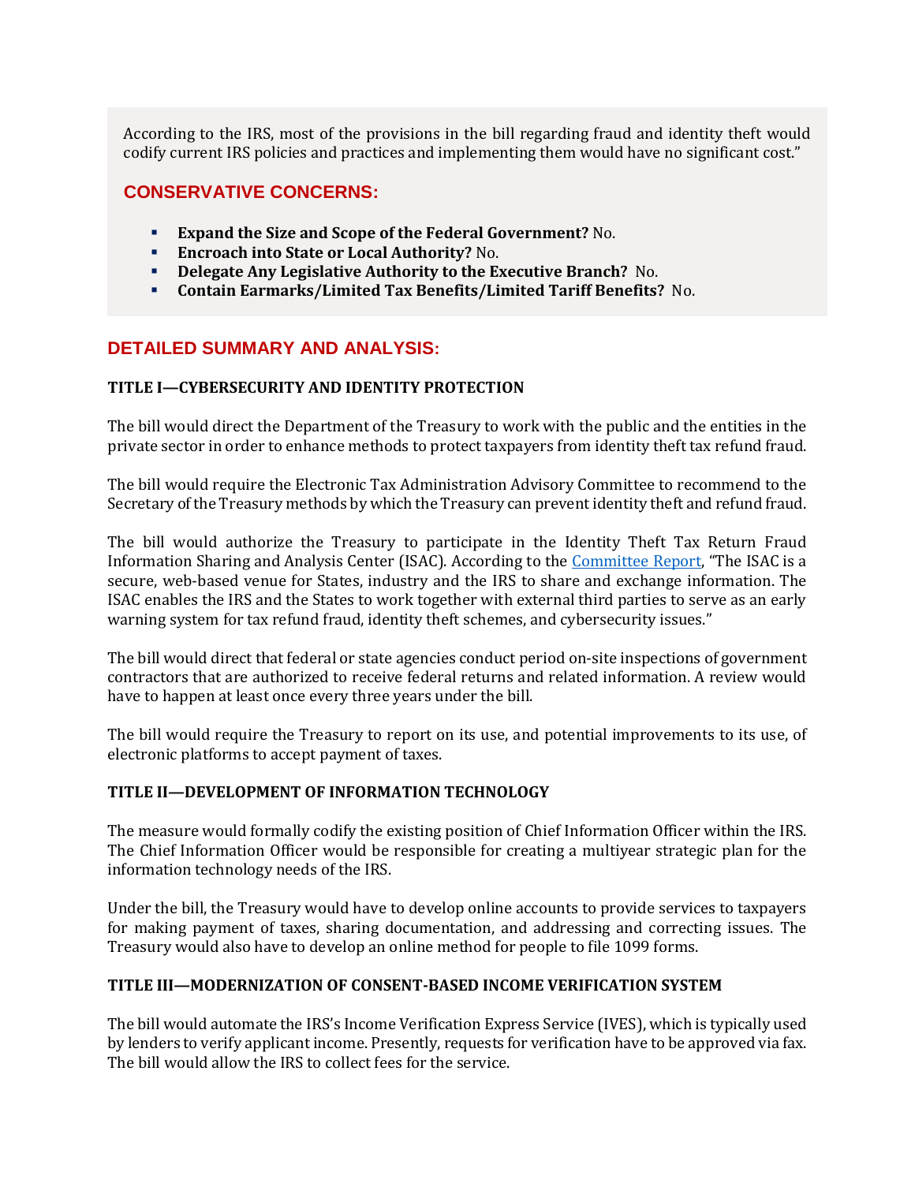According to the IRS, most of the provisions in the bill regarding fraud and identity theft would codify current IRS policies and practices and implementing them would have no significant cost."

## CONSERVATIVE CONCERNS:

- **Expand the Size and Scope of the Federal Government?** No.
- **Encroach into State or Local Authority?** No.
- **Delegate Any Legislative Authority to the Executive Branch?** No.
- **Contain Earmarks/Limited Tax Benefits/Limited Tariff Benefits?** No.

## DETAILED SUMMARY AND ANALYSIS:

### TITLE I—CYBERSECURITY AND IDENTITY PROTECTION

The bill would direct the Department of the Treasury to work with the public and the entities in the private sector in order to enhance methods to protect taxpayers from identity theft tax refund fraud.

The bill would require the Electronic Tax Administration Advisory Committee to recommend to the Secretary of the Treasury methods by which the Treasury can prevent identity theft and refund fraud.

The bill would authorize the Treasury to participate in the Identity Theft Tax Return Fraud Information Sharing and Analysis Center (ISAC). According to the Committee Report, "The ISAC is a secure, web-based venue for States, industry and the IRS to share and exchange information. The ISAC enables the IRS and the States to work together with external third parties to serve as an early warning system for tax refund fraud, identity theft schemes, and cybersecurity issues."

The bill would direct that federal or state agencies conduct period on-site inspections of government contractors that are authorized to receive federal returns and related information. A review would have to happen at least once every three years under the bill.

The bill would require the Treasury to report on its use, and potential improvements to its use, of electronic platforms to accept payment of taxes.

### TITLE II—DEVELOPMENT OF INFORMATION TECHNOLOGY

The measure would formally codify the existing position of Chief Information Officer within the IRS. The Chief Information Officer would be responsible for creating a multiyear strategic plan for the information technology needs of the IRS.

Under the bill, the Treasury would have to develop online accounts to provide services to taxpayers for making payment of taxes, sharing documentation, and addressing and correcting issues. The Treasury would also have to develop an online method for people to file 1099 forms.

### TITLE III—MODERNIZATION OF CONSENT-BASED INCOME VERIFICATION SYSTEM

The bill would automate the IRS's Income Verification Express Service (IVES), which is typically used by lenders to verify applicant income. Presently, requests for verification have to be approved via fax. The bill would allow the IRS to collect fees for the service.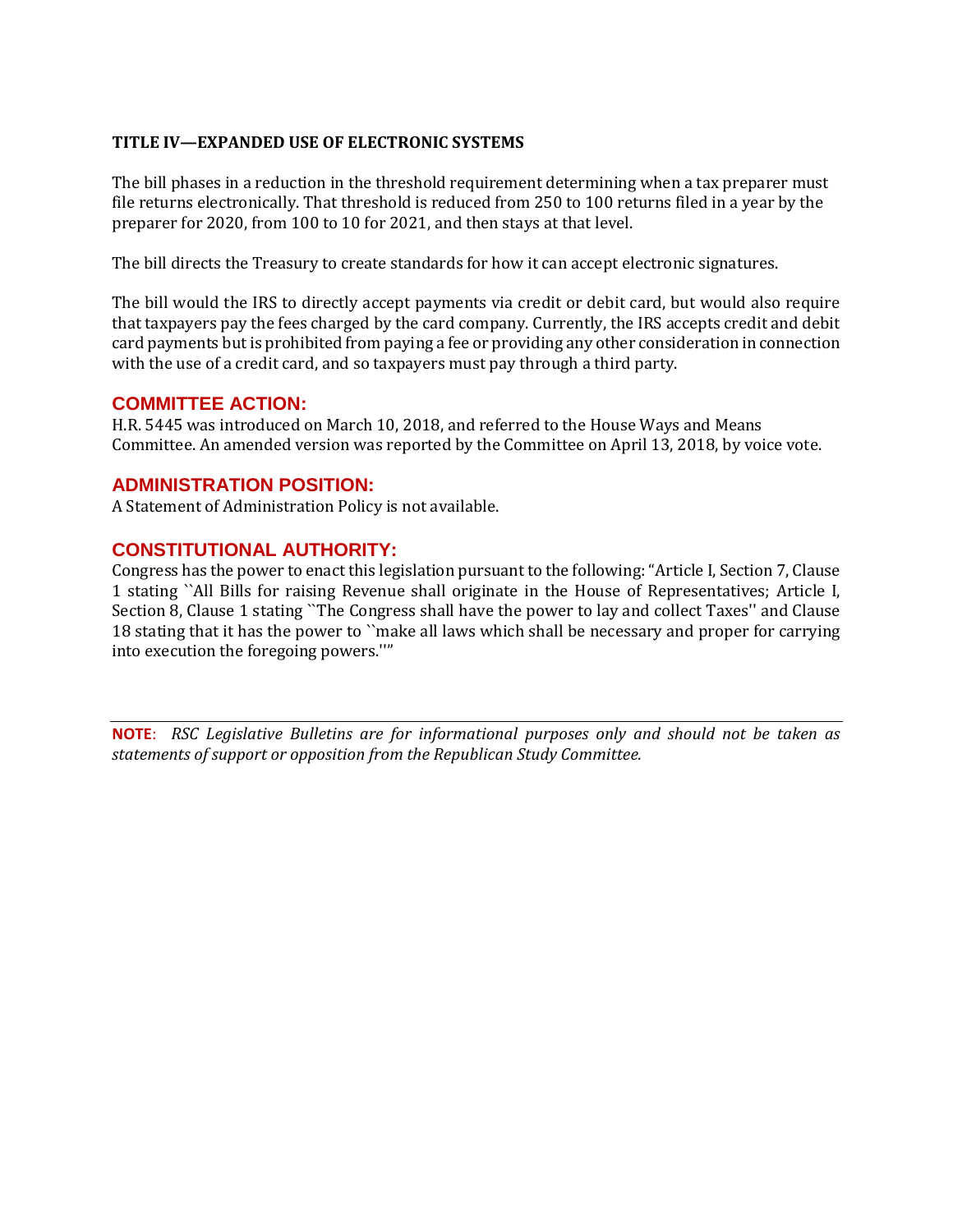**TITLE IV—EXPANDED USE OF ELECTRONIC SYSTEMS**

The bill phases in a reduction in the threshold requirement determining when a tax preparer must file returns electronically. That threshold is reduced from 250 to 100 returns filed in a year by the preparer for 2020, from 100 to 10 for 2021, and then stays at that level.

The bill directs the Treasury to create standards for how it can accept electronic signatures.

The bill would the IRS to directly accept payments via credit or debit card, but would also require that taxpayers pay the fees charged by the card company. Currently, the IRS accepts credit and debit card payments but is prohibited from paying a fee or providing any other consideration in connection with the use of a credit card, and so taxpayers must pay through a third party.

## COMMITTEE ACTION:

H.R. 5445 was introduced on March 10, 2018, and referred to the House Ways and Means Committee. An amended version was reported by the Committee on April 13, 2018, by voice vote.

## ADMINISTRATION POSITION:

A Statement of Administration Policy is not available.

## CONSTITUTIONAL AUTHORITY:

Congress has the power to enact this legislation pursuant to the following: "Article I, Section 7, Clause 1 stating ``All Bills for raising Revenue shall originate in the House of Representatives; Article I, Section 8, Clause 1 stating ``The Congress shall have the power to lay and collect Taxes'' and Clause 18 stating that it has the power to ``make all laws which shall be necessary and proper for carrying into execution the foregoing powers.''"

---

**NOTE**: *RSC Legislative Bulletins are for informational purposes only and should not be taken as statements of support or opposition from the Republican Study Committee.*